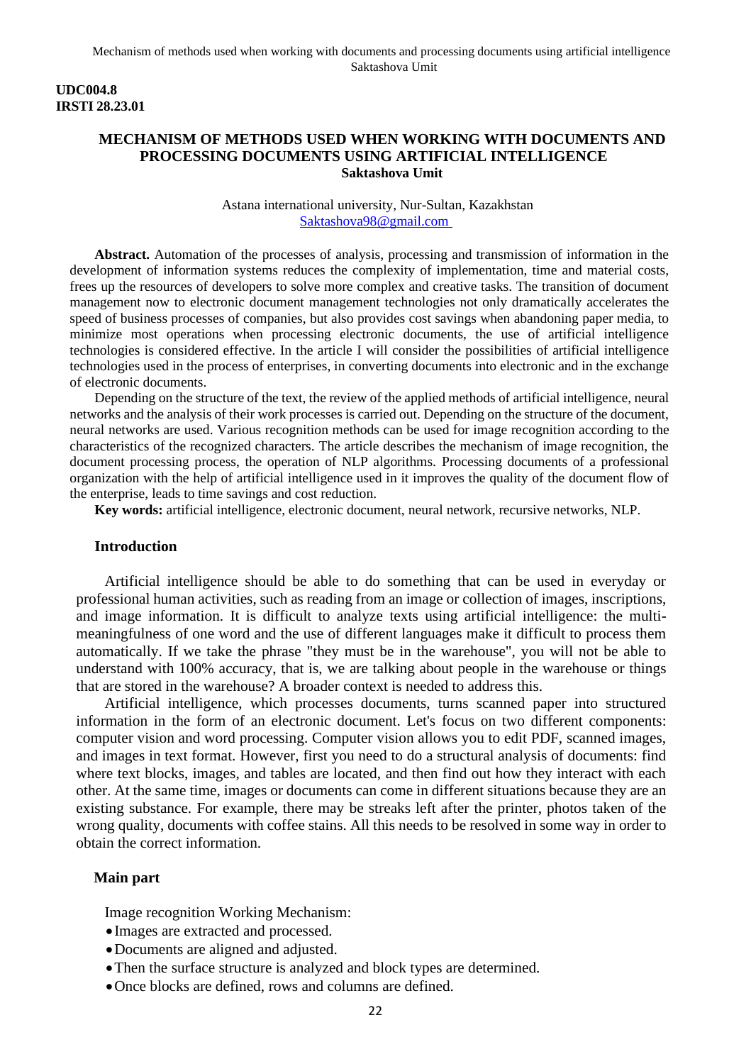**UDC004.8**
**IRSTI 28.23.01**

# MECHANISM OF METHODS USED WHEN WORKING WITH DOCUMENTS AND PROCESSING DOCUMENTS USING ARTIFICIAL INTELLIGENCE

**Saktashova Umit**

Astana international university, Nur-Sultan, Kazakhstan
Saktashova98@gmail.com

**Abstract.** Automation of the processes of analysis, processing and transmission of information in the development of information systems reduces the complexity of implementation, time and material costs, frees up the resources of developers to solve more complex and creative tasks. The transition of document management now to electronic document management technologies not only dramatically accelerates the speed of business processes of companies, but also provides cost savings when abandoning paper media, to minimize most operations when processing electronic documents, the use of artificial intelligence technologies is considered effective. In the article I will consider the possibilities of artificial intelligence technologies used in the process of enterprises, in converting documents into electronic and in the exchange of electronic documents.

Depending on the structure of the text, the review of the applied methods of artificial intelligence, neural networks and the analysis of their work processes is carried out. Depending on the structure of the document, neural networks are used. Various recognition methods can be used for image recognition according to the characteristics of the recognized characters. The article describes the mechanism of image recognition, the document processing process, the operation of NLP algorithms. Processing documents of a professional organization with the help of artificial intelligence used in it improves the quality of the document flow of the enterprise, leads to time savings and cost reduction.

**Key words:** artificial intelligence, electronic document, neural network, recursive networks, NLP.

## Introduction

Artificial intelligence should be able to do something that can be used in everyday or professional human activities, such as reading from an image or collection of images, inscriptions, and image information. It is difficult to analyze texts using artificial intelligence: the multi-meaningfulness of one word and the use of different languages make it difficult to process them automatically. If we take the phrase "they must be in the warehouse", you will not be able to understand with 100% accuracy, that is, we are talking about people in the warehouse or things that are stored in the warehouse? A broader context is needed to address this.

Artificial intelligence, which processes documents, turns scanned paper into structured information in the form of an electronic document. Let's focus on two different components: computer vision and word processing. Computer vision allows you to edit PDF, scanned images, and images in text format. However, first you need to do a structural analysis of documents: find where text blocks, images, and tables are located, and then find out how they interact with each other. At the same time, images or documents can come in different situations because they are an existing substance. For example, there may be streaks left after the printer, photos taken of the wrong quality, documents with coffee stains. All this needs to be resolved in some way in order to obtain the correct information.

## Main part

Image recognition Working Mechanism:

- Images are extracted and processed.
- Documents are aligned and adjusted.
- Then the surface structure is analyzed and block types are determined.
- Once blocks are defined, rows and columns are defined.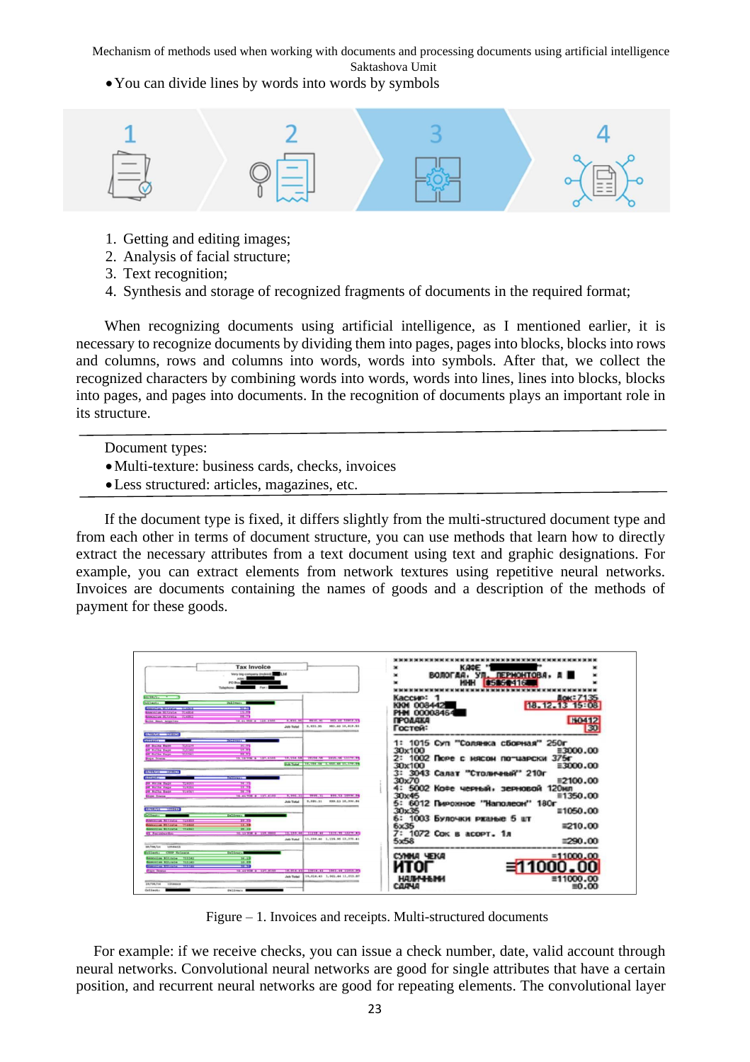- You can divide lines by words into words by symbols

1. Getting and editing images;
2. Analysis of facial structure;
3. Text recognition;
4. Synthesis and storage of recognized fragments of documents in the required format;

When recognizing documents using artificial intelligence, as I mentioned earlier, it is necessary to recognize documents by dividing them into pages, pages into blocks, blocks into rows and columns, rows and columns into words, words into symbols. After that, we collect the recognized characters by combining words into words, words into lines, lines into blocks, blocks into pages, and pages into documents. In the recognition of documents plays an important role in its structure.

---

Document types:

- Multi-texture: business cards, checks, invoices
- Less structured: articles, magazines, etc.

---

If the document type is fixed, it differs slightly from the multi-structured document type and from each other in terms of document structure, you can use methods that learn how to directly extract the necessary attributes from a text document using text and graphic designations. For example, you can extract elements from network textures using repetitive neural networks. Invoices are documents containing the names of goods and a description of the methods of payment for these goods.

Figure – 1. Invoices and receipts. Multi-structured documents

For example: if we receive checks, you can issue a check number, date, valid account through neural networks. Convolutional neural networks are good for single attributes that have a certain position, and recurrent neural networks are good for repeating elements. The convolutional layer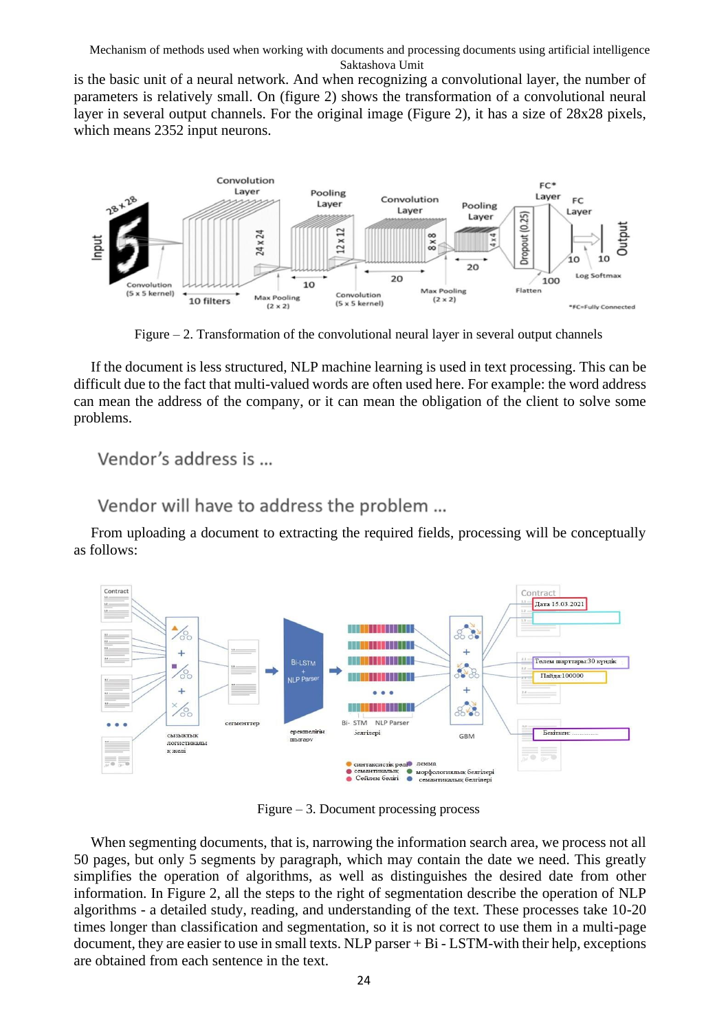is the basic unit of a neural network. And when recognizing a convolutional layer, the number of parameters is relatively small. On (figure 2) shows the transformation of a convolutional neural layer in several output channels. For the original image (Figure 2), it has a size of 28x28 pixels, which means 2352 input neurons.

Figure – 2. Transformation of the convolutional neural layer in several output channels

If the document is less structured, NLP machine learning is used in text processing. This can be difficult due to the fact that multi-valued words are often used here. For example: the word address can mean the address of the company, or it can mean the obligation of the client to solve some problems.

Vendor's address is ...

Vendor will have to address the problem ...

From uploading a document to extracting the required fields, processing will be conceptually as follows:

Figure – 3. Document processing process

When segmenting documents, that is, narrowing the information search area, we process not all 50 pages, but only 5 segments by paragraph, which may contain the date we need. This greatly simplifies the operation of algorithms, as well as distinguishes the desired date from other information. In Figure 2, all the steps to the right of segmentation describe the operation of NLP algorithms - a detailed study, reading, and understanding of the text. These processes take 10-20 times longer than classification and segmentation, so it is not correct to use them in a multi-page document, they are easier to use in small texts. NLP parser + Bi - LSTM-with their help, exceptions are obtained from each sentence in the text.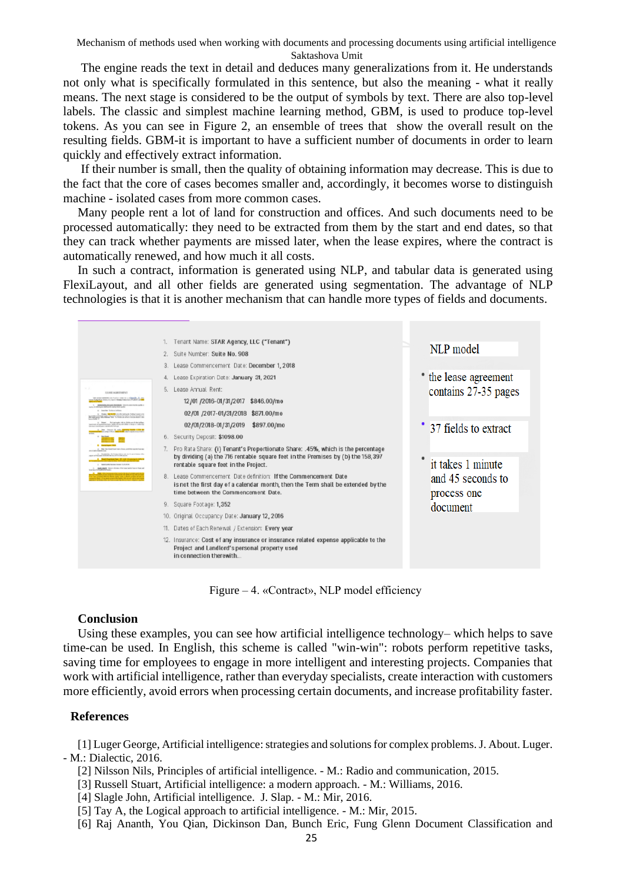The engine reads the text in detail and deduces many generalizations from it. He understands not only what is specifically formulated in this sentence, but also the meaning - what it really means. The next stage is considered to be the output of symbols by text. There are also top-level labels. The classic and simplest machine learning method, GBM, is used to produce top-level tokens. As you can see in Figure 2, an ensemble of trees that show the overall result on the resulting fields. GBM-it is important to have a sufficient number of documents in order to learn quickly and effectively extract information.

If their number is small, then the quality of obtaining information may decrease. This is due to the fact that the core of cases becomes smaller and, accordingly, it becomes worse to distinguish machine - isolated cases from more common cases.

Many people rent a lot of land for construction and offices. And such documents need to be processed automatically: they need to be extracted from them by the start and end dates, so that they can track whether payments are missed later, when the lease expires, where the contract is automatically renewed, and how much it all costs.

In such a contract, information is generated using NLP, and tabular data is generated using FlexiLayout, and all other fields are generated using segmentation. The advantage of NLP technologies is that it is another mechanism that can handle more types of fields and documents.

1. Tenant Name: STAR Agency, LLC ("Tenant")
2. Suite Number: Suite No. 908
3. Lease Commencement Date: December 1, 2018
4. Lease Expiration Date: January 31, 2021
5. Lease Annual Rent:
   12/01 /2016-01/31/2017 $846.00/mo
   02/01 /2017-01/31/2018 $871.00/mo
   02/01/2018-01/31/2019 $897.00/mo
6. Security Deposit: $1098.00
7. Pro Rata Share: (i) Tenant's Proportionate Share: .45%, which is the percentage by dividing (a) the 716 rentable square feet in the Premises by (b) the 158,397 rentable square feet in the Project.
8. Lease Commencement Date definition: If the Commencement Date is not the first day of a calendar month, then the Term shall be extended by the time between the Commencement Date.
9. Square Footage: 1,352
10. Original Occupancy Date: January 12, 2016
11. Dates of Each Renewal / Extension: Every year
12. Insurance: Cost of any insurance or insurance related expense applicable to the Project and Landlord's personal property used in connection therewith...

NLP model

- the lease agreement contains 27-35 pages
- 37 fields to extract
- it takes 1 minute and 45 seconds to process one document

Figure – 4. «Contract», NLP model efficiency

## Conclusion

Using these examples, you can see how artificial intelligence technology– which helps to save time-can be used. In English, this scheme is called "win-win": robots perform repetitive tasks, saving time for employees to engage in more intelligent and interesting projects. Companies that work with artificial intelligence, rather than everyday specialists, create interaction with customers more efficiently, avoid errors when processing certain documents, and increase profitability faster.

## References

[1] Luger George, Artificial intelligence: strategies and solutions for complex problems. J. About. Luger. - M.: Dialectic, 2016.

[2] Nilsson Nils, Principles of artificial intelligence. - M.: Radio and communication, 2015.

[3] Russell Stuart, Artificial intelligence: a modern approach. - M.: Williams, 2016.

[4] Slagle John, Artificial intelligence. J. Slap. - M.: Mir, 2016.

[5] Tay A, the Logical approach to artificial intelligence. - M.: Mir, 2015.

[6] Raj Ananth, You Qian, Dickinson Dan, Bunch Eric, Fung Glenn Document Classification and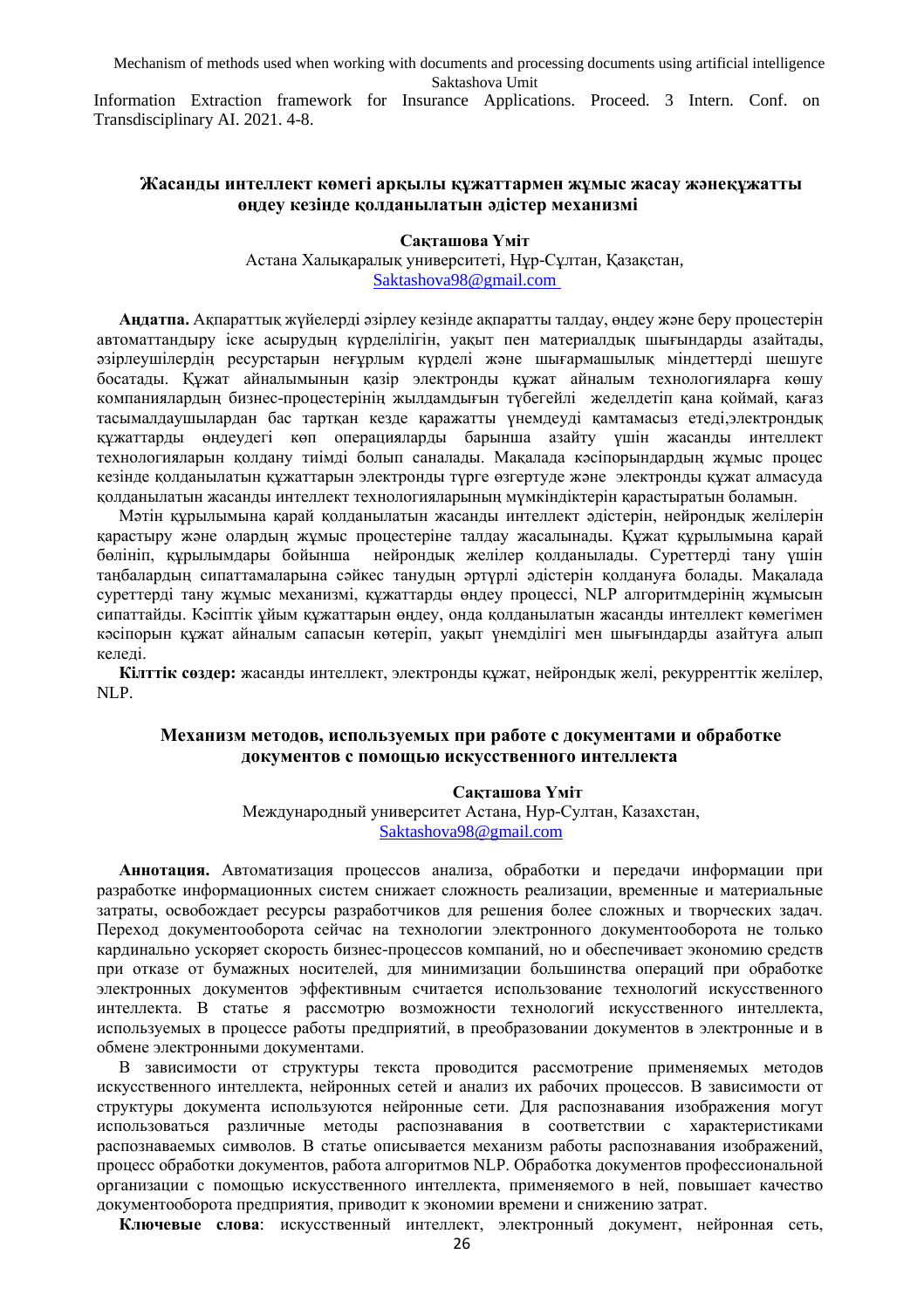Information Extraction framework for Insurance Applications. Proceed. 3 Intern. Conf. on Transdisciplinary AI. 2021. 4-8.

## Жасанды интеллект көмегі арқылы құжаттармен жұмыс жасау жәнеқұжатты өңдеу кезінде қолданылатын әдістер механизмі

**Сақташова Үміт**

Астана Халықаралық университеті, Нұр-Сұлтан, Қазақстан,
Saktashova98@gmail.com

**Аңдатпа.** Ақпараттық жүйелерді әзірлеу кезінде ақпаратты талдау, өңдеу және беру процестерін автоматтандыру іске асырудың күрделілігін, уақыт пен материалдық шығындарды азайтады, әзірлеушілердің ресурстарын неғұрлым күрделі және шығармашылық міндеттерді шешуге босатады. Құжат айналымынын қазір электронды құжат айналым технологияларға көшу компаниялардың бизнес-процестерінің жылдамдығын түбегейлі жеделдетіп қана қоймай, қағаз тасымалдаушылардан бас тартқан кезде қаражатты үнемдеуді қамтамасыз етеді,электрондық құжаттарды өңдеудегі көп операцияларды барынша азайту үшін жасанды интеллект технологияларын қолдану тиімді болып саналады. Мақалада кәсіпорындардың жұмыс процес кезінде қолданылатын құжаттарын электронды түрге өзгертуде және электронды құжат алмасуда қолданылатын жасанды интеллект технологияларының мүмкіндіктерін қарастыратын боламын.

Мәтін құрылымына қарай қолданылатын жасанды интеллект әдістерін, нейрондық желілерін қарастыру және олардың жұмыс процестеріне талдау жасалынады. Құжат құрылымына қарай бөлініп, құрылымдары бойынша нейрондық желілер қолданылады. Суреттерді тану үшін таңбалардың сипаттамаларына сәйкес танудың әртүрлі әдістерін қолдануға болады. Мақалада суреттерді тану жұмыс механизмі, құжаттарды өңдеу процессі, NLP алгоритмдерінің жұмысын сипаттайды. Кәсіптік ұйым құжаттарын өңдеу, онда қолданылатын жасанды интеллект көмегімен кәсіпорын құжат айналым сапасын көтеріп, уақыт үнемділігі мен шығындарды азайтуға алып келеді.

**Кілттік сөздер:** жасанды интеллект, электронды құжат, нейрондық желі, рекурренттік желілер, NLP.

## Механизм методов, используемых при работе с документами и обработке документов с помощью искусственного интеллекта

**Сақташова Үміт**

Международный университет Астана, Нур-Султан, Казахстан,
Saktashova98@gmail.com

**Аннотация.** Автоматизация процессов анализа, обработки и передачи информации при разработке информационных систем снижает сложность реализации, временные и материальные затраты, освобождает ресурсы разработчиков для решения более сложных и творческих задач. Переход документооборота сейчас на технологии электронного документооборота не только кардинально ускоряет скорость бизнес-процессов компаний, но и обеспечивает экономию средств при отказе от бумажных носителей, для минимизации большинства операций при обработке электронных документов эффективным считается использование технологий искусственного интеллекта. В статье я рассмотрю возможности технологий искусственного интеллекта, используемых в процессе работы предприятий, в преобразовании документов в электронные и в обмене электронными документами.

В зависимости от структуры текста проводится рассмотрение применяемых методов искусственного интеллекта, нейронных сетей и анализ их рабочих процессов. В зависимости от структуры документа используются нейронные сети. Для распознавания изображения могут использоваться различные методы распознавания в соответствии с характеристиками распознаваемых символов. В статье описывается механизм работы распознавания изображений, процесс обработки документов, работа алгоритмов NLP. Обработка документов профессиональной организации с помощью искусственного интеллекта, применяемого в ней, повышает качество документооборота предприятия, приводит к экономии времени и снижению затрат.

**Ключевые слова**: искусственный интеллект, электронный документ, нейронная сеть,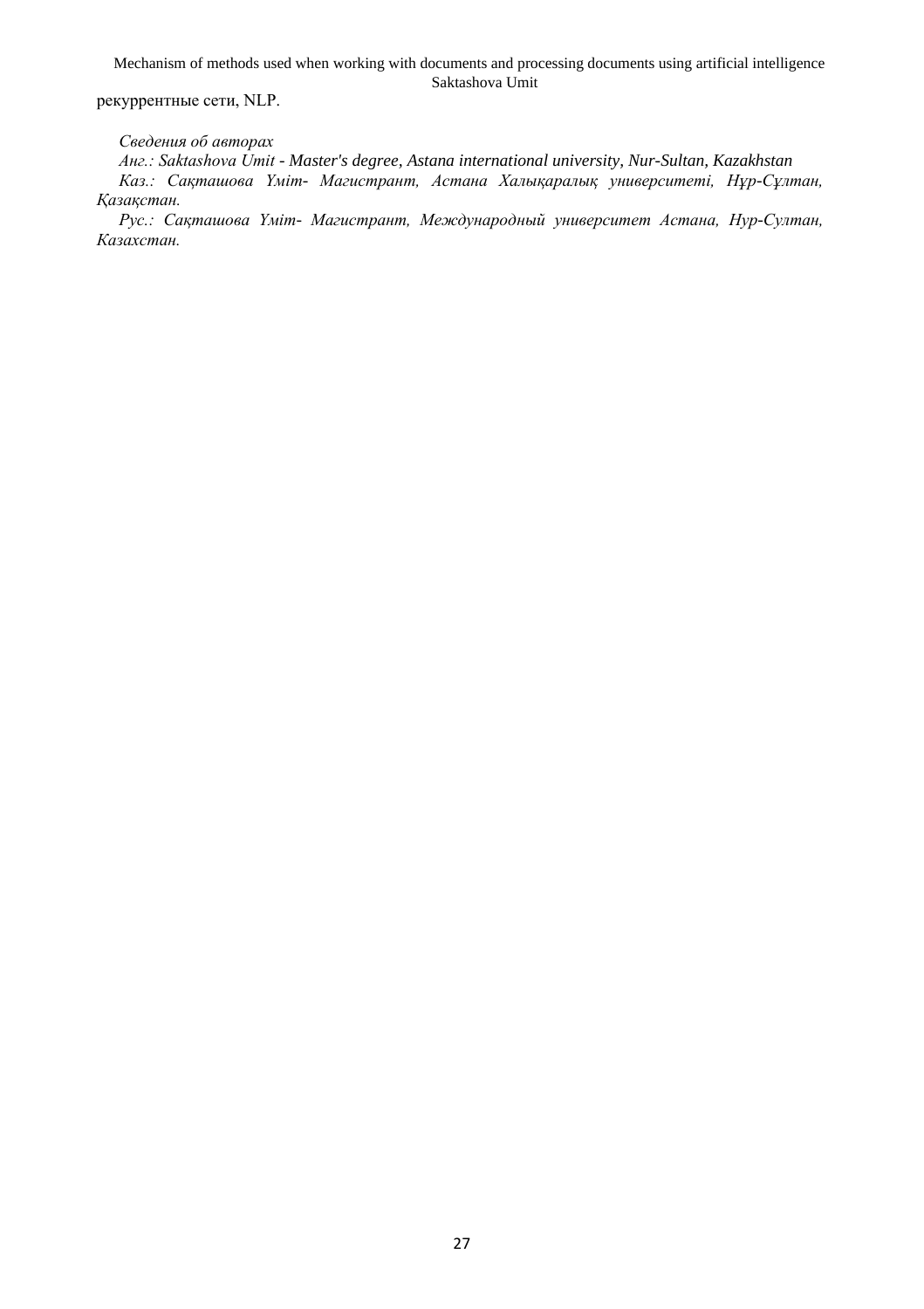рекуррентные сети, NLP.

*Сведения об авторах*

*Анг.: Saktashova Umit - Master's degree, Astana international university, Nur-Sultan, Kazakhstan*

*Каз.: Сақташова Үміт- Магистрант, Астана Халықаралық университеті, Нұр-Сұлтан, Қазақстан.*

*Рус.: Сақташова Үміт- Магистрант, Международный университет Астана, Нур-Султан, Казахстан.*